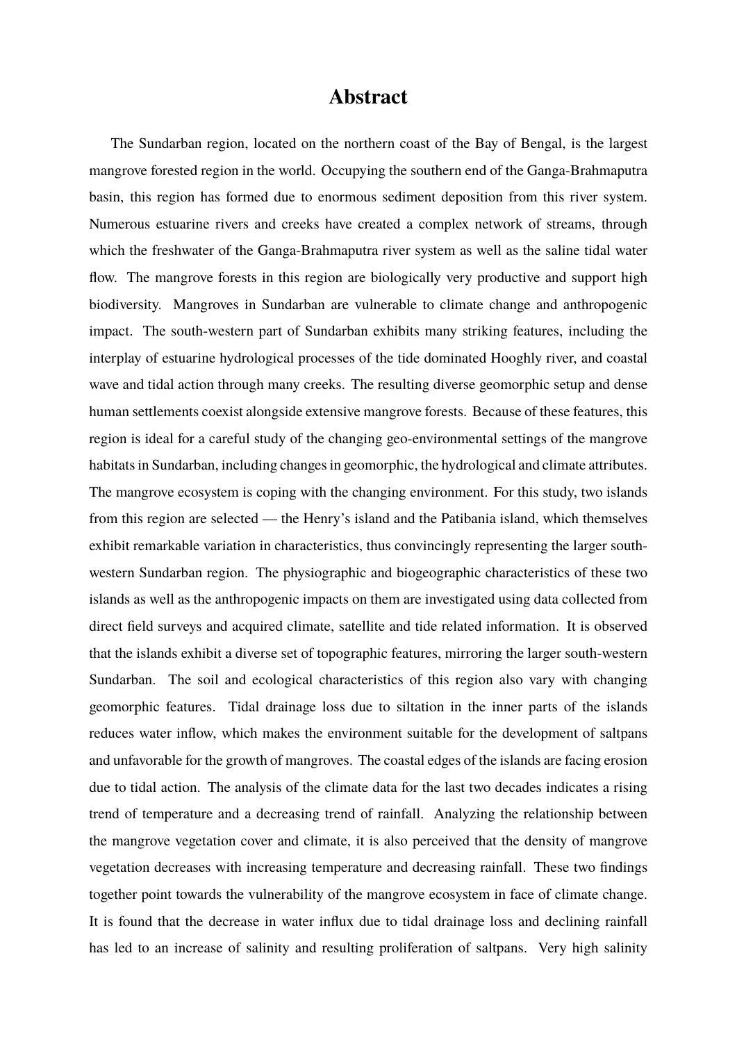# Abstract

The Sundarban region, located on the northern coast of the Bay of Bengal, is the largest mangrove forested region in the world. Occupying the southern end of the Ganga-Brahmaputra basin, this region has formed due to enormous sediment deposition from this river system. Numerous estuarine rivers and creeks have created a complex network of streams, through which the freshwater of the Ganga-Brahmaputra river system as well as the saline tidal water flow. The mangrove forests in this region are biologically very productive and support high biodiversity. Mangroves in Sundarban are vulnerable to climate change and anthropogenic impact. The south-western part of Sundarban exhibits many striking features, including the interplay of estuarine hydrological processes of the tide dominated Hooghly river, and coastal wave and tidal action through many creeks. The resulting diverse geomorphic setup and dense human settlements coexist alongside extensive mangrove forests. Because of these features, this region is ideal for a careful study of the changing geo-environmental settings of the mangrove habitats in Sundarban, including changes in geomorphic, the hydrological and climate attributes. The mangrove ecosystem is coping with the changing environment. For this study, two islands from this region are selected — the Henry's island and the Patibania island, which themselves exhibit remarkable variation in characteristics, thus convincingly representing the larger south-western Sundarban region. The physiographic and biogeographic characteristics of these two islands as well as the anthropogenic impacts on them are investigated using data collected from direct field surveys and acquired climate, satellite and tide related information. It is observed that the islands exhibit a diverse set of topographic features, mirroring the larger south-western Sundarban. The soil and ecological characteristics of this region also vary with changing geomorphic features. Tidal drainage loss due to siltation in the inner parts of the islands reduces water inflow, which makes the environment suitable for the development of saltpans and unfavorable for the growth of mangroves. The coastal edges of the islands are facing erosion due to tidal action. The analysis of the climate data for the last two decades indicates a rising trend of temperature and a decreasing trend of rainfall. Analyzing the relationship between the mangrove vegetation cover and climate, it is also perceived that the density of mangrove vegetation decreases with increasing temperature and decreasing rainfall. These two findings together point towards the vulnerability of the mangrove ecosystem in face of climate change. It is found that the decrease in water influx due to tidal drainage loss and declining rainfall has led to an increase of salinity and resulting proliferation of saltpans. Very high salinity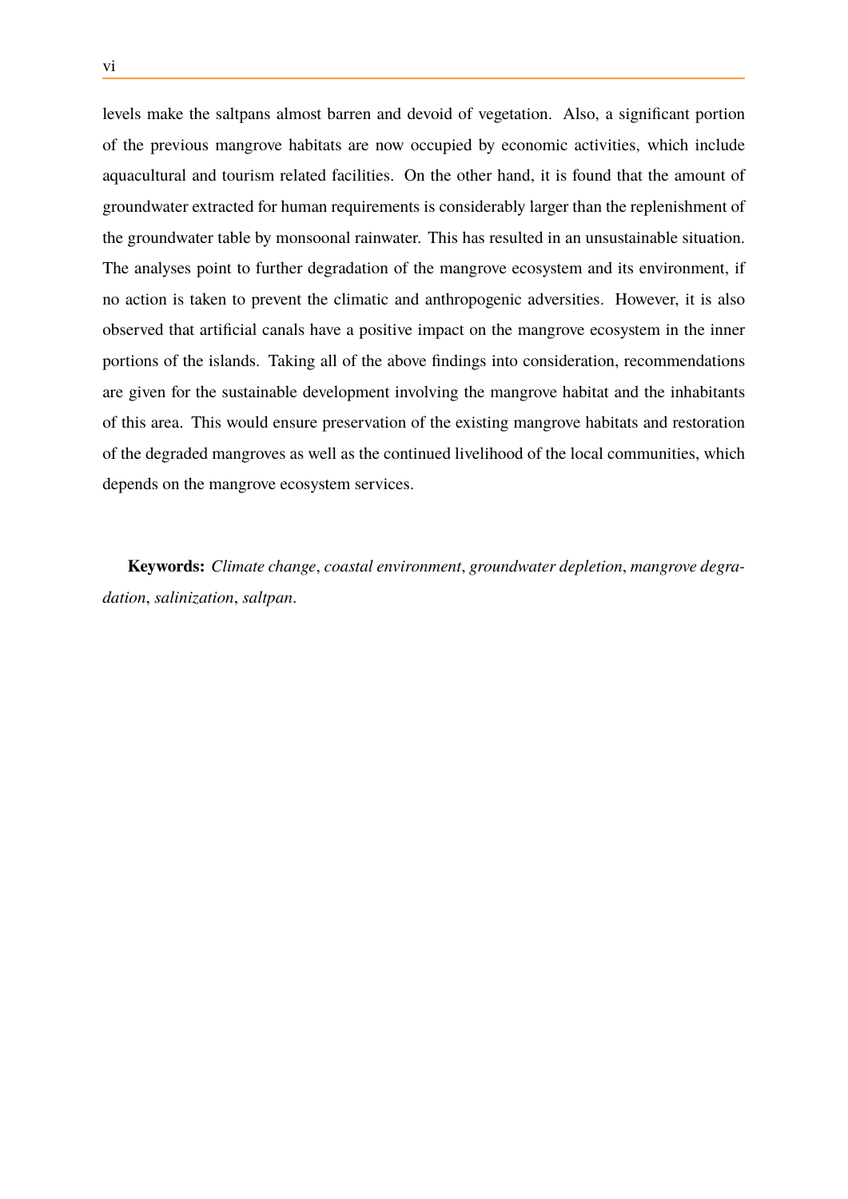levels make the saltpans almost barren and devoid of vegetation. Also, a significant portion of the previous mangrove habitats are now occupied by economic activities, which include aquacultural and tourism related facilities. On the other hand, it is found that the amount of groundwater extracted for human requirements is considerably larger than the replenishment of the groundwater table by monsoonal rainwater. This has resulted in an unsustainable situation. The analyses point to further degradation of the mangrove ecosystem and its environment, if no action is taken to prevent the climatic and anthropogenic adversities. However, it is also observed that artificial canals have a positive impact on the mangrove ecosystem in the inner portions of the islands. Taking all of the above findings into consideration, recommendations are given for the sustainable development involving the mangrove habitat and the inhabitants of this area. This would ensure preservation of the existing mangrove habitats and restoration of the degraded mangroves as well as the continued livelihood of the local communities, which depends on the mangrove ecosystem services.

**Keywords:** *Climate change*, *coastal environment*, *groundwater depletion*, *mangrove degradation*, *salinization*, *saltpan*.